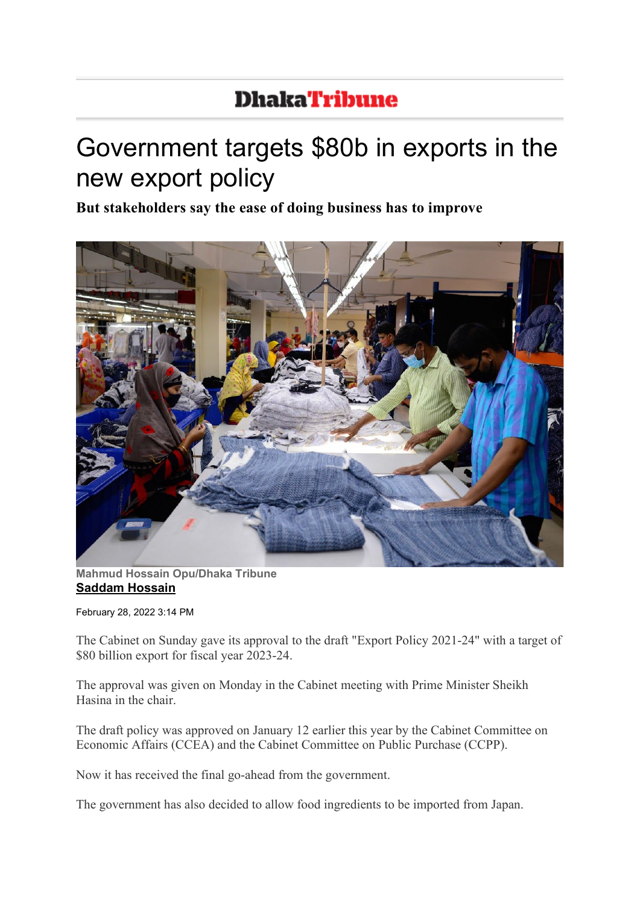Dhaka Tribune

# Government targets $80b in exports in the new export policy

**But stakeholders say the ease of doing business has to improve**

Mahmud Hossain Opu/Dhaka Tribune

**Saddam Hossain**

February 28, 2022 3:14 PM

The Cabinet on Sunday gave its approval to the draft "Export Policy 2021-24" with a target of $80 billion export for fiscal year 2023-24.

The approval was given on Monday in the Cabinet meeting with Prime Minister Sheikh Hasina in the chair.

The draft policy was approved on January 12 earlier this year by the Cabinet Committee on Economic Affairs (CCEA) and the Cabinet Committee on Public Purchase (CCPP).

Now it has received the final go-ahead from the government.

The government has also decided to allow food ingredients to be imported from Japan.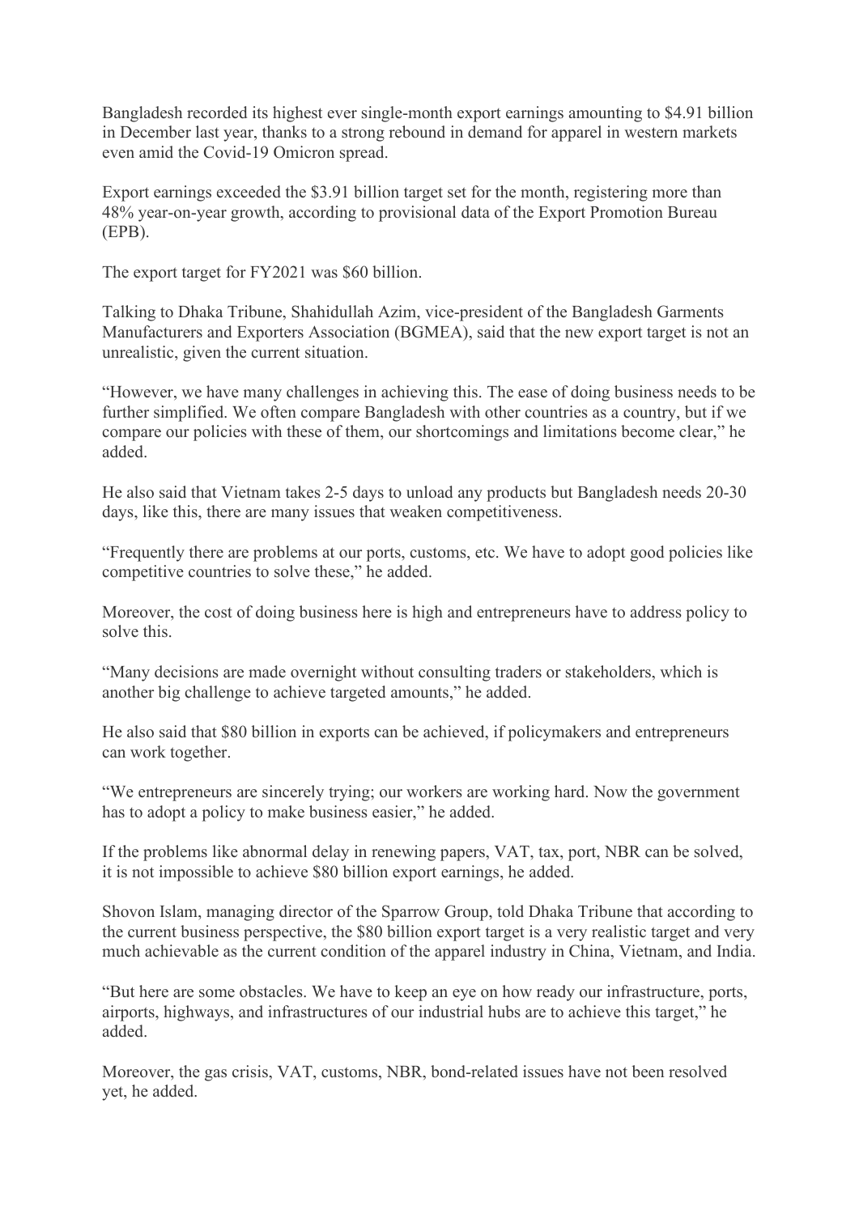Bangladesh recorded its highest ever single-month export earnings amounting to $4.91 billion in December last year, thanks to a strong rebound in demand for apparel in western markets even amid the Covid-19 Omicron spread.

Export earnings exceeded the $3.91 billion target set for the month, registering more than 48% year-on-year growth, according to provisional data of the Export Promotion Bureau (EPB).

The export target for FY2021 was $60 billion.

Talking to Dhaka Tribune, Shahidullah Azim, vice-president of the Bangladesh Garments Manufacturers and Exporters Association (BGMEA), said that the new export target is not an unrealistic, given the current situation.

"However, we have many challenges in achieving this. The ease of doing business needs to be further simplified. We often compare Bangladesh with other countries as a country, but if we compare our policies with these of them, our shortcomings and limitations become clear," he added.

He also said that Vietnam takes 2-5 days to unload any products but Bangladesh needs 20-30 days, like this, there are many issues that weaken competitiveness.

"Frequently there are problems at our ports, customs, etc. We have to adopt good policies like competitive countries to solve these," he added.

Moreover, the cost of doing business here is high and entrepreneurs have to address policy to solve this.

"Many decisions are made overnight without consulting traders or stakeholders, which is another big challenge to achieve targeted amounts," he added.

He also said that $80 billion in exports can be achieved, if policymakers and entrepreneurs can work together.

"We entrepreneurs are sincerely trying; our workers are working hard. Now the government has to adopt a policy to make business easier," he added.

If the problems like abnormal delay in renewing papers, VAT, tax, port, NBR can be solved, it is not impossible to achieve $80 billion export earnings, he added.

Shovon Islam, managing director of the Sparrow Group, told Dhaka Tribune that according to the current business perspective, the $80 billion export target is a very realistic target and very much achievable as the current condition of the apparel industry in China, Vietnam, and India.

"But here are some obstacles. We have to keep an eye on how ready our infrastructure, ports, airports, highways, and infrastructures of our industrial hubs are to achieve this target," he added.

Moreover, the gas crisis, VAT, customs, NBR, bond-related issues have not been resolved yet, he added.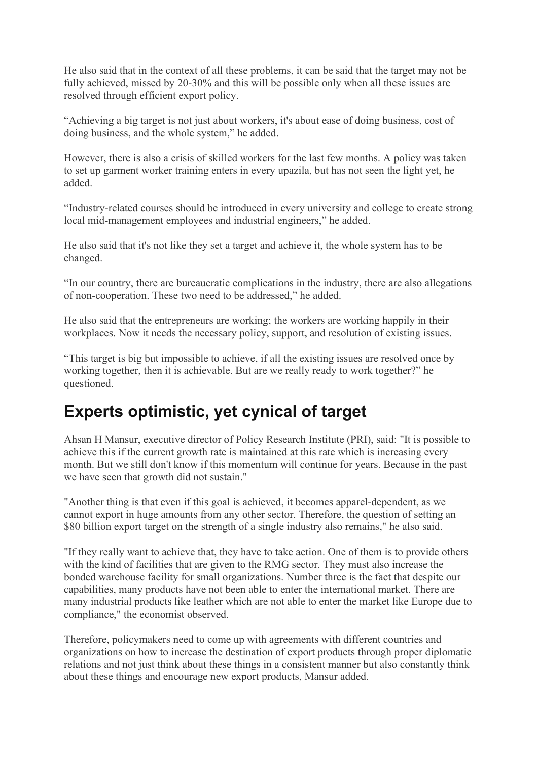He also said that in the context of all these problems, it can be said that the target may not be fully achieved, missed by 20-30% and this will be possible only when all these issues are resolved through efficient export policy.

"Achieving a big target is not just about workers, it's about ease of doing business, cost of doing business, and the whole system," he added.

However, there is also a crisis of skilled workers for the last few months. A policy was taken to set up garment worker training enters in every upazila, but has not seen the light yet, he added.

"Industry-related courses should be introduced in every university and college to create strong local mid-management employees and industrial engineers," he added.

He also said that it's not like they set a target and achieve it, the whole system has to be changed.

"In our country, there are bureaucratic complications in the industry, there are also allegations of non-cooperation. These two need to be addressed," he added.

He also said that the entrepreneurs are working; the workers are working happily in their workplaces. Now it needs the necessary policy, support, and resolution of existing issues.

"This target is big but impossible to achieve, if all the existing issues are resolved once by working together, then it is achievable. But are we really ready to work together?" he questioned.

## Experts optimistic, yet cynical of target

Ahsan H Mansur, executive director of Policy Research Institute (PRI), said: "It is possible to achieve this if the current growth rate is maintained at this rate which is increasing every month. But we still don't know if this momentum will continue for years. Because in the past we have seen that growth did not sustain."

"Another thing is that even if this goal is achieved, it becomes apparel-dependent, as we cannot export in huge amounts from any other sector. Therefore, the question of setting an $80 billion export target on the strength of a single industry also remains," he also said.

"If they really want to achieve that, they have to take action. One of them is to provide others with the kind of facilities that are given to the RMG sector. They must also increase the bonded warehouse facility for small organizations. Number three is the fact that despite our capabilities, many products have not been able to enter the international market. There are many industrial products like leather which are not able to enter the market like Europe due to compliance," the economist observed.

Therefore, policymakers need to come up with agreements with different countries and organizations on how to increase the destination of export products through proper diplomatic relations and not just think about these things in a consistent manner but also constantly think about these things and encourage new export products, Mansur added.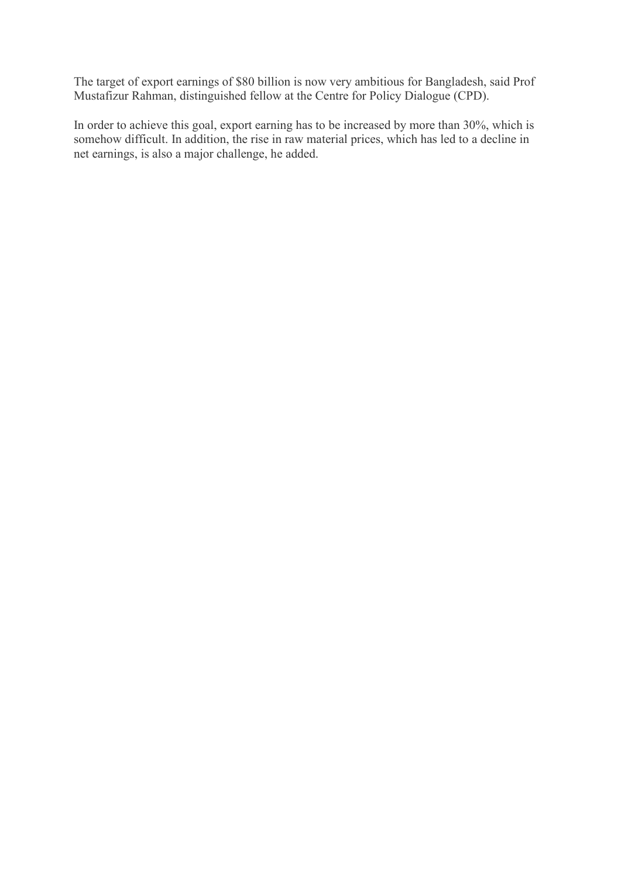The target of export earnings of $80 billion is now very ambitious for Bangladesh, said Prof Mustafizur Rahman, distinguished fellow at the Centre for Policy Dialogue (CPD).

In order to achieve this goal, export earning has to be increased by more than 30%, which is somehow difficult. In addition, the rise in raw material prices, which has led to a decline in net earnings, is also a major challenge, he added.